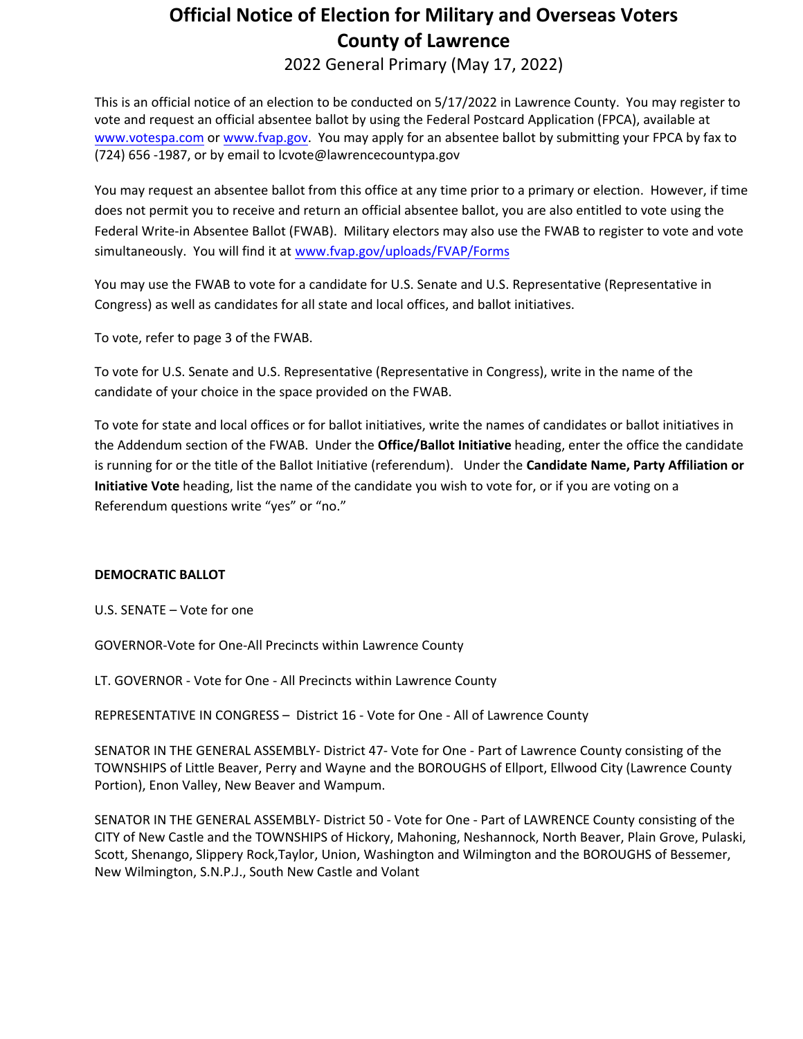# Official Notice of Election for Military and Overseas Voters
# County of Lawrence

2022 General Primary (May 17, 2022)

This is an official notice of an election to be conducted on 5/17/2022 in Lawrence County. You may register to vote and request an official absentee ballot by using the Federal Postcard Application (FPCA), available at www.votespa.com or www.fvap.gov. You may apply for an absentee ballot by submitting your FPCA by fax to (724) 656 -1987, or by email to lcvote@lawrencecountypa.gov

You may request an absentee ballot from this office at any time prior to a primary or election. However, if time does not permit you to receive and return an official absentee ballot, you are also entitled to vote using the Federal Write-in Absentee Ballot (FWAB). Military electors may also use the FWAB to register to vote and vote simultaneously. You will find it at www.fvap.gov/uploads/FVAP/Forms

You may use the FWAB to vote for a candidate for U.S. Senate and U.S. Representative (Representative in Congress) as well as candidates for all state and local offices, and ballot initiatives.

To vote, refer to page 3 of the FWAB.

To vote for U.S. Senate and U.S. Representative (Representative in Congress), write in the name of the candidate of your choice in the space provided on the FWAB.

To vote for state and local offices or for ballot initiatives, write the names of candidates or ballot initiatives in the Addendum section of the FWAB. Under the **Office/Ballot Initiative** heading, enter the office the candidate is running for or the title of the Ballot Initiative (referendum). Under the **Candidate Name, Party Affiliation or Initiative Vote** heading, list the name of the candidate you wish to vote for, or if you are voting on a Referendum questions write "yes" or "no."

**DEMOCRATIC BALLOT**

U.S. SENATE – Vote for one

GOVERNOR-Vote for One-All Precincts within Lawrence County

LT. GOVERNOR - Vote for One - All Precincts within Lawrence County

REPRESENTATIVE IN CONGRESS – District 16 - Vote for One - All of Lawrence County

SENATOR IN THE GENERAL ASSEMBLY- District 47- Vote for One - Part of Lawrence County consisting of the TOWNSHIPS of Little Beaver, Perry and Wayne and the BOROUGHS of Ellport, Ellwood City (Lawrence County Portion), Enon Valley, New Beaver and Wampum.

SENATOR IN THE GENERAL ASSEMBLY- District 50 - Vote for One - Part of LAWRENCE County consisting of the CITY of New Castle and the TOWNSHIPS of Hickory, Mahoning, Neshannock, North Beaver, Plain Grove, Pulaski, Scott, Shenango, Slippery Rock,Taylor, Union, Washington and Wilmington and the BOROUGHS of Bessemer, New Wilmington, S.N.P.J., South New Castle and Volant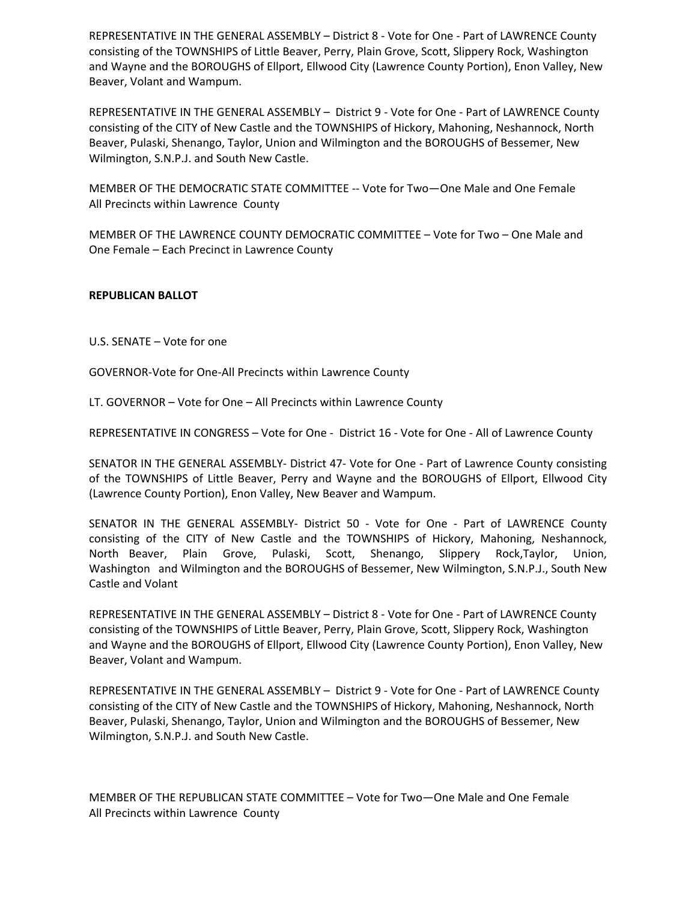REPRESENTATIVE IN THE GENERAL ASSEMBLY – District 8 - Vote for One - Part of LAWRENCE County consisting of the TOWNSHIPS of Little Beaver, Perry, Plain Grove, Scott, Slippery Rock, Washington and Wayne and the BOROUGHS of Ellport, Ellwood City (Lawrence County Portion), Enon Valley, New Beaver, Volant and Wampum.

REPRESENTATIVE IN THE GENERAL ASSEMBLY – District 9 - Vote for One - Part of LAWRENCE County consisting of the CITY of New Castle and the TOWNSHIPS of Hickory, Mahoning, Neshannock, North Beaver, Pulaski, Shenango, Taylor, Union and Wilmington and the BOROUGHS of Bessemer, New Wilmington, S.N.P.J. and South New Castle.

MEMBER OF THE DEMOCRATIC STATE COMMITTEE -- Vote for Two—One Male and One Female
All Precincts within Lawrence County

MEMBER OF THE LAWRENCE COUNTY DEMOCRATIC COMMITTEE – Vote for Two – One Male and One Female – Each Precinct in Lawrence County

**REPUBLICAN BALLOT**

U.S. SENATE – Vote for one

GOVERNOR-Vote for One-All Precincts within Lawrence County

LT. GOVERNOR – Vote for One – All Precincts within Lawrence County

REPRESENTATIVE IN CONGRESS – Vote for One - District 16 - Vote for One - All of Lawrence County

SENATOR IN THE GENERAL ASSEMBLY- District 47- Vote for One - Part of Lawrence County consisting of the TOWNSHIPS of Little Beaver, Perry and Wayne and the BOROUGHS of Ellport, Ellwood City (Lawrence County Portion), Enon Valley, New Beaver and Wampum.

SENATOR IN THE GENERAL ASSEMBLY- District 50 - Vote for One - Part of LAWRENCE County consisting of the CITY of New Castle and the TOWNSHIPS of Hickory, Mahoning, Neshannock, North Beaver, Plain Grove, Pulaski, Scott, Shenango, Slippery Rock,Taylor, Union, Washington and Wilmington and the BOROUGHS of Bessemer, New Wilmington, S.N.P.J., South New Castle and Volant

REPRESENTATIVE IN THE GENERAL ASSEMBLY – District 8 - Vote for One - Part of LAWRENCE County consisting of the TOWNSHIPS of Little Beaver, Perry, Plain Grove, Scott, Slippery Rock, Washington and Wayne and the BOROUGHS of Ellport, Ellwood City (Lawrence County Portion), Enon Valley, New Beaver, Volant and Wampum.

REPRESENTATIVE IN THE GENERAL ASSEMBLY – District 9 - Vote for One - Part of LAWRENCE County consisting of the CITY of New Castle and the TOWNSHIPS of Hickory, Mahoning, Neshannock, North Beaver, Pulaski, Shenango, Taylor, Union and Wilmington and the BOROUGHS of Bessemer, New Wilmington, S.N.P.J. and South New Castle.

MEMBER OF THE REPUBLICAN STATE COMMITTEE – Vote for Two—One Male and One Female
All Precincts within Lawrence County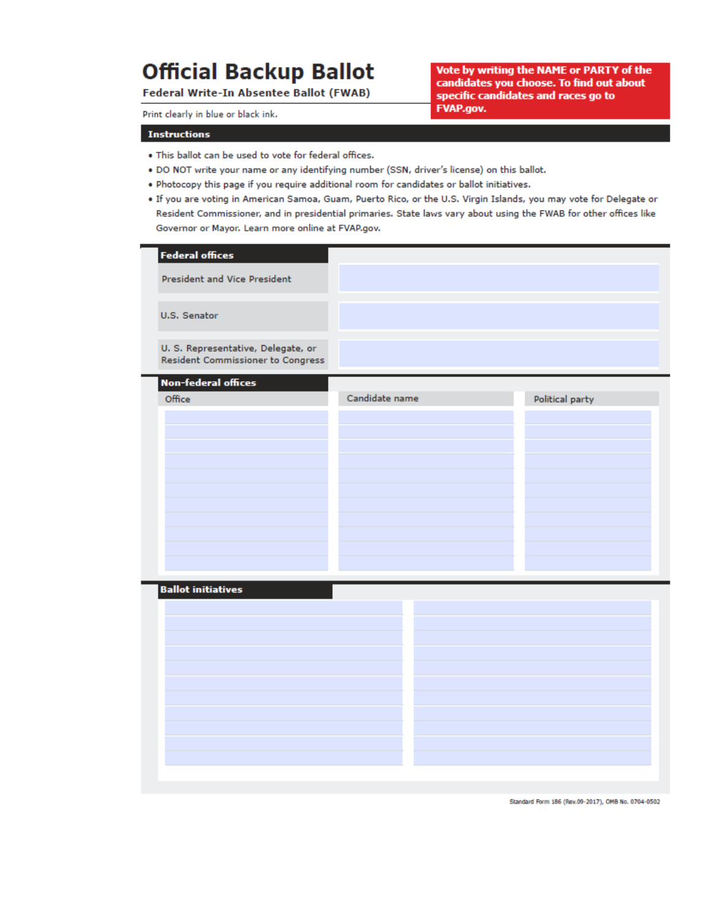# Official Backup Ballot

**Federal Write-In Absentee Ballot (FWAB)**

**Vote by writing the NAME or PARTY of the candidates you choose. To find out about specific candidates and races go to FVAP.gov.**

Print clearly in blue or black ink.

## Instructions

- This ballot can be used to vote for federal offices.
- DO NOT write your name or any identifying number (SSN, driver's license) on this ballot.
- Photocopy this page if you require additional room for candidates or ballot initiatives.
- If you are voting in American Samoa, Guam, Puerto Rico, or the U.S. Virgin Islands, you may vote for Delegate or Resident Commissioner, and in presidential primaries. State laws vary about using the FWAB for other offices like Governor or Mayor. Learn more online at FVAP.gov.

## Federal offices

| | |
|---|---|
| President and Vice President | |
| U.S. Senator | |
| U. S. Representative, Delegate, or Resident Commissioner to Congress | |

## Non-federal offices

| Office | Candidate name | Political party |
|---|---|---|
| | | |
| | | |
| | | |
| | | |
| | | |
| | | |
| | | |
| | | |
| | | |
| | | |
| | | |

## Ballot initiatives

| | |
|---|---|
| | |
| | |
| | |
| | |
| | |
| | |
| | |
| | |
| | |
| | |
| | |

Standard Form 186 (Rev.09-2017), OMB No. 0704-0502